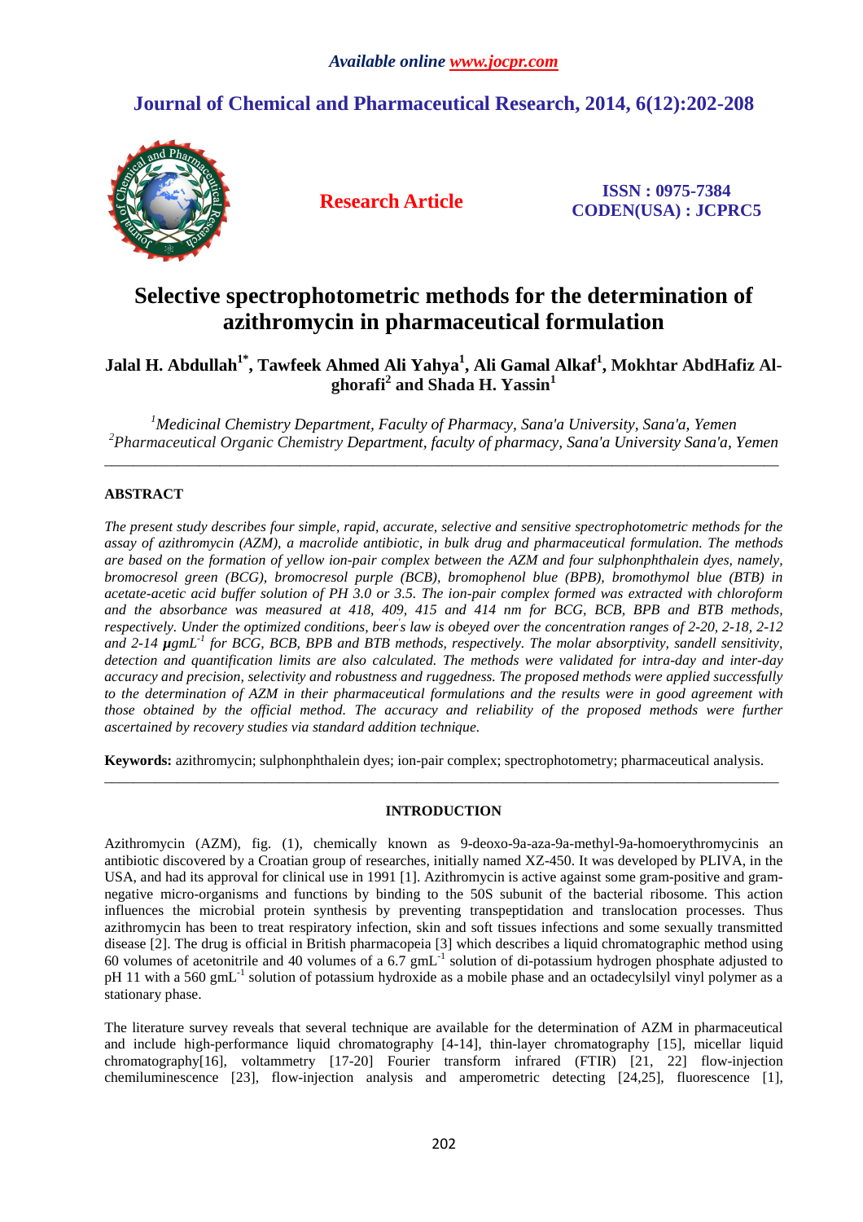*Available online www.jocpr.com*

**Journal of Chemical and Pharmaceutical Research, 2014, 6(12):202-208**

**Research Article**

**ISSN : 0975-7384**
**CODEN(USA) : JCPRC5**

# Selective spectrophotometric methods for the determination of azithromycin in pharmaceutical formulation

**Jalal H. Abdullah[1*], Tawfeek Ahmed Ali Yahya[1], Ali Gamal Alkaf[1], Mokhtar AbdHafiz Al-ghorafi[2] and Shada H. Yassin[1]**

*[1]Medicinal Chemistry Department, Faculty of Pharmacy, Sana'a University, Sana'a, Yemen*
*[2]Pharmaceutical Organic Chemistry Department, faculty of pharmacy, Sana'a University Sana'a, Yemen*

---

## ABSTRACT

*The present study describes four simple, rapid, accurate, selective and sensitive spectrophotometric methods for the assay of azithromycin (AZM), a macrolide antibiotic, in bulk drug and pharmaceutical formulation. The methods are based on the formation of yellow ion-pair complex between the AZM and four sulphonphthalein dyes, namely, bromocresol green (BCG), bromocresol purple (BCB), bromophenol blue (BPB), bromothymol blue (BTB) in acetate-acetic acid buffer solution of PH 3.0 or 3.5. The ion-pair complex formed was extracted with chloroform and the absorbance was measured at 418, 409, 415 and 414 nm for BCG, BCB, BPB and BTB methods, respectively. Under the optimized conditions, beer's law is obeyed over the concentration ranges of 2-20, 2-18, 2-12 and 2-14 µgmL$^{-1}$ for BCG, BCB, BPB and BTB methods, respectively. The molar absorptivity, sandell sensitivity, detection and quantification limits are also calculated. The methods were validated for intra-day and inter-day accuracy and precision, selectivity and robustness and ruggedness. The proposed methods were applied successfully to the determination of AZM in their pharmaceutical formulations and the results were in good agreement with those obtained by the official method. The accuracy and reliability of the proposed methods were further ascertained by recovery studies via standard addition technique.*

**Keywords:** azithromycin; sulphonphthalein dyes; ion-pair complex; spectrophotometry; pharmaceutical analysis.

---

## INTRODUCTION

Azithromycin (AZM), fig. (1), chemically known as 9-deoxo-9a-aza-9a-methyl-9a-homoerythromycinis an antibiotic discovered by a Croatian group of researches, initially named XZ-450. It was developed by PLIVA, in the USA, and had its approval for clinical use in 1991 [1]. Azithromycin is active against some gram-positive and gram-negative micro-organisms and functions by binding to the 50S subunit of the bacterial ribosome. This action influences the microbial protein synthesis by preventing transpeptidation and translocation processes. Thus azithromycin has been to treat respiratory infection, skin and soft tissues infections and some sexually transmitted disease [2]. The drug is official in British pharmacopeia [3] which describes a liquid chromatographic method using 60 volumes of acetonitrile and 40 volumes of a 6.7 gmL$^{-1}$ solution of di-potassium hydrogen phosphate adjusted to pH 11 with a 560 gmL$^{-1}$ solution of potassium hydroxide as a mobile phase and an octadecylsilyl vinyl polymer as a stationary phase.

The literature survey reveals that several technique are available for the determination of AZM in pharmaceutical and include high-performance liquid chromatography [4-14], thin-layer chromatography [15], micellar liquid chromatography[16], voltammetry [17-20] Fourier transform infrared (FTIR) [21, 22] flow-injection chemiluminescence [23], flow-injection analysis and amperometric detecting [24,25], fluorescence [1],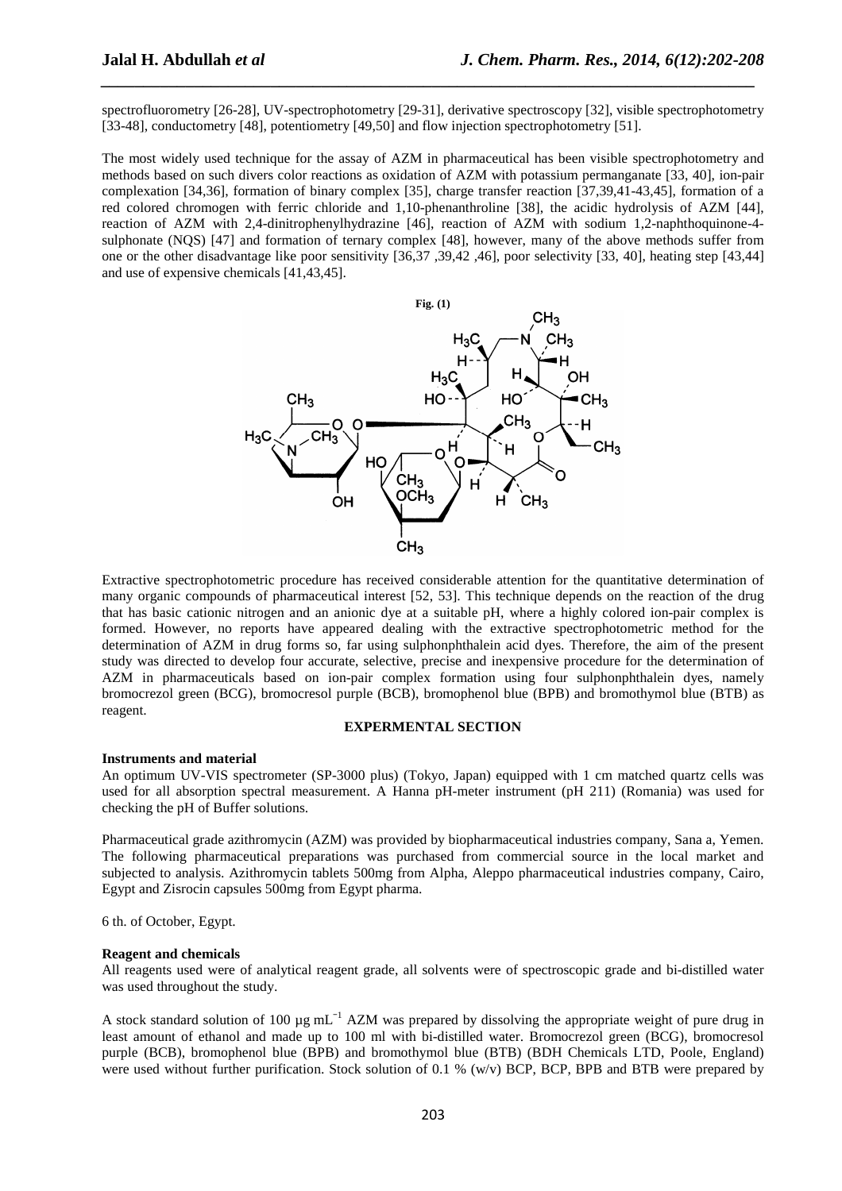spectrofluorometry [26-28], UV-spectrophotometry [29-31], derivative spectroscopy [32], visible spectrophotometry [33-48], conductometry [48], potentiometry [49,50] and flow injection spectrophotometry [51].

The most widely used technique for the assay of AZM in pharmaceutical has been visible spectrophotometry and methods based on such divers color reactions as oxidation of AZM with potassium permanganate [33, 40], ion-pair complexation [34,36], formation of binary complex [35], charge transfer reaction [37,39,41-43,45], formation of a red colored chromogen with ferric chloride and 1,10-phenanthroline [38], the acidic hydrolysis of AZM [44], reaction of AZM with 2,4-dinitrophenylhydrazine [46], reaction of AZM with sodium 1,2-naphthoquinone-4-sulphonate (NQS) [47] and formation of ternary complex [48], however, many of the above methods suffer from one or the other disadvantage like poor sensitivity [36,37 ,39,42 ,46], poor selectivity [33, 40], heating step [43,44] and use of expensive chemicals [41,43,45].

**Fig. (1)**

Extractive spectrophotometric procedure has received considerable attention for the quantitative determination of many organic compounds of pharmaceutical interest [52, 53]. This technique depends on the reaction of the drug that has basic cationic nitrogen and an anionic dye at a suitable pH, where a highly colored ion-pair complex is formed. However, no reports have appeared dealing with the extractive spectrophotometric method for the determination of AZM in drug forms so, far using sulphonphthalein acid dyes. Therefore, the aim of the present study was directed to develop four accurate, selective, precise and inexpensive procedure for the determination of AZM in pharmaceuticals based on ion-pair complex formation using four sulphonphthalein dyes, namely bromocrezol green (BCG), bromocresol purple (BCB), bromophenol blue (BPB) and bromothymol blue (BTB) as reagent.

## EXPERMENTAL SECTION

**Instruments and material**

An optimum UV-VIS spectrometer (SP-3000 plus) (Tokyo, Japan) equipped with 1 cm matched quartz cells was used for all absorption spectral measurement. A Hanna pH-meter instrument (pH 211) (Romania) was used for checking the pH of Buffer solutions.

Pharmaceutical grade azithromycin (AZM) was provided by biopharmaceutical industries company, Sana a, Yemen. The following pharmaceutical preparations was purchased from commercial source in the local market and subjected to analysis. Azithromycin tablets 500mg from Alpha, Aleppo pharmaceutical industries company, Cairo, Egypt and Zisrocin capsules 500mg from Egypt pharma.

6 th. of October, Egypt.

**Reagent and chemicals**

All reagents used were of analytical reagent grade, all solvents were of spectroscopic grade and bi-distilled water was used throughout the study.

A stock standard solution of 100 µg $mL^{-1}$ AZM was prepared by dissolving the appropriate weight of pure drug in least amount of ethanol and made up to 100 ml with bi-distilled water. Bromocrezol green (BCG), bromocresol purple (BCB), bromophenol blue (BPB) and bromothymol blue (BTB) (BDH Chemicals LTD, Poole, England) were used without further purification. Stock solution of 0.1 % (w/v) BCP, BCP, BPB and BTB were prepared by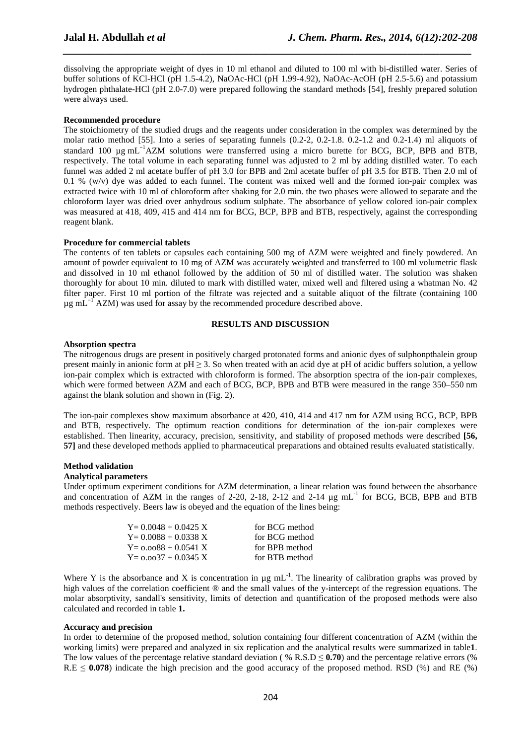dissolving the appropriate weight of dyes in 10 ml ethanol and diluted to 100 ml with bi-distilled water. Series of buffer solutions of KCl-HCl (pH 1.5-4.2), NaOAc-HCl (pH 1.99-4.92), NaOAc-AcOH (pH 2.5-5.6) and potassium hydrogen phthalate-HCl (pH 2.0-7.0) were prepared following the standard methods [54], freshly prepared solution were always used.

**Recommended procedure**

The stoichiometry of the studied drugs and the reagents under consideration in the complex was determined by the molar ratio method [55]. Into a series of separating funnels (0.2-2, 0.2-1.8. 0.2-1.2 and 0.2-1.4) ml aliquots of standard 100 µg mL$^{-1}$AZM solutions were transferred using a micro burette for BCG, BCP, BPB and BTB, respectively. The total volume in each separating funnel was adjusted to 2 ml by adding distilled water. To each funnel was added 2 ml acetate buffer of pH 3.0 for BPB and 2ml acetate buffer of pH 3.5 for BTB. Then 2.0 ml of 0.1 % (w/v) dye was added to each funnel. The content was mixed well and the formed ion-pair complex was extracted twice with 10 ml of chloroform after shaking for 2.0 min. the two phases were allowed to separate and the chloroform layer was dried over anhydrous sodium sulphate. The absorbance of yellow colored ion-pair complex was measured at 418, 409, 415 and 414 nm for BCG, BCP, BPB and BTB, respectively, against the corresponding reagent blank.

**Procedure for commercial tablets**

The contents of ten tablets or capsules each containing 500 mg of AZM were weighted and finely powdered. An amount of powder equivalent to 10 mg of AZM was accurately weighted and transferred to 100 ml volumetric flask and dissolved in 10 ml ethanol followed by the addition of 50 ml of distilled water. The solution was shaken thoroughly for about 10 min. diluted to mark with distilled water, mixed well and filtered using a whatman No. 42 filter paper. First 10 ml portion of the filtrate was rejected and a suitable aliquot of the filtrate (containing 100 µg mL$^{-1}$ AZM) was used for assay by the recommended procedure described above.

## RESULTS AND DISCUSSION

**Absorption spectra**

The nitrogenous drugs are present in positively charged protonated forms and anionic dyes of sulphonpthalein group present mainly in anionic form at pH ≥ 3. So when treated with an acid dye at pH of acidic buffers solution, a yellow ion-pair complex which is extracted with chloroform is formed. The absorption spectra of the ion-pair complexes, which were formed between AZM and each of BCG, BCP, BPB and BTB were measured in the range 350–550 nm against the blank solution and shown in (Fig. 2).

The ion-pair complexes show maximum absorbance at 420, 410, 414 and 417 nm for AZM using BCG, BCP, BPB and BTB, respectively. The optimum reaction conditions for determination of the ion-pair complexes were established. Then linearity, accuracy, precision, sensitivity, and stability of proposed methods were described **[56, 57]** and these developed methods applied to pharmaceutical preparations and obtained results evaluated statistically.

**Method validation**

**Analytical parameters**

Under optimum experiment conditions for AZM determination, a linear relation was found between the absorbance and concentration of AZM in the ranges of 2-20, 2-18, 2-12 and 2-14 µg mL$^{-1}$ for BCG, BCB, BPB and BTB methods respectively. Beers law is obeyed and the equation of the lines being:

| | |
|---|---|
| Y= 0.0048 + 0.0425 X | for BCG method |
| Y= 0.0088 + 0.0338 X | for BCG method |
| Y= o.oo88 + 0.0541 X | for BPB method |
| Y= o.oo37 + 0.0345 X | for BTB method |

Where Y is the absorbance and X is concentration in µg mL$^{-1}$. The linearity of calibration graphs was proved by high values of the correlation coefficient ® and the small values of the y-intercept of the regression equations. The molar absorptivity, sandall's sensitivity, limits of detection and quantification of the proposed methods were also calculated and recorded in table **1.**

**Accuracy and precision**

In order to determine of the proposed method, solution containing four different concentration of AZM (within the working limits) were prepared and analyzed in six replication and the analytical results were summarized in table**1**. The low values of the percentage relative standard deviation ( % R.S.D ≤ **0.70**) and the percentage relative errors (% R.E ≤ **0.078**) indicate the high precision and the good accuracy of the proposed method. RSD (%) and RE (%)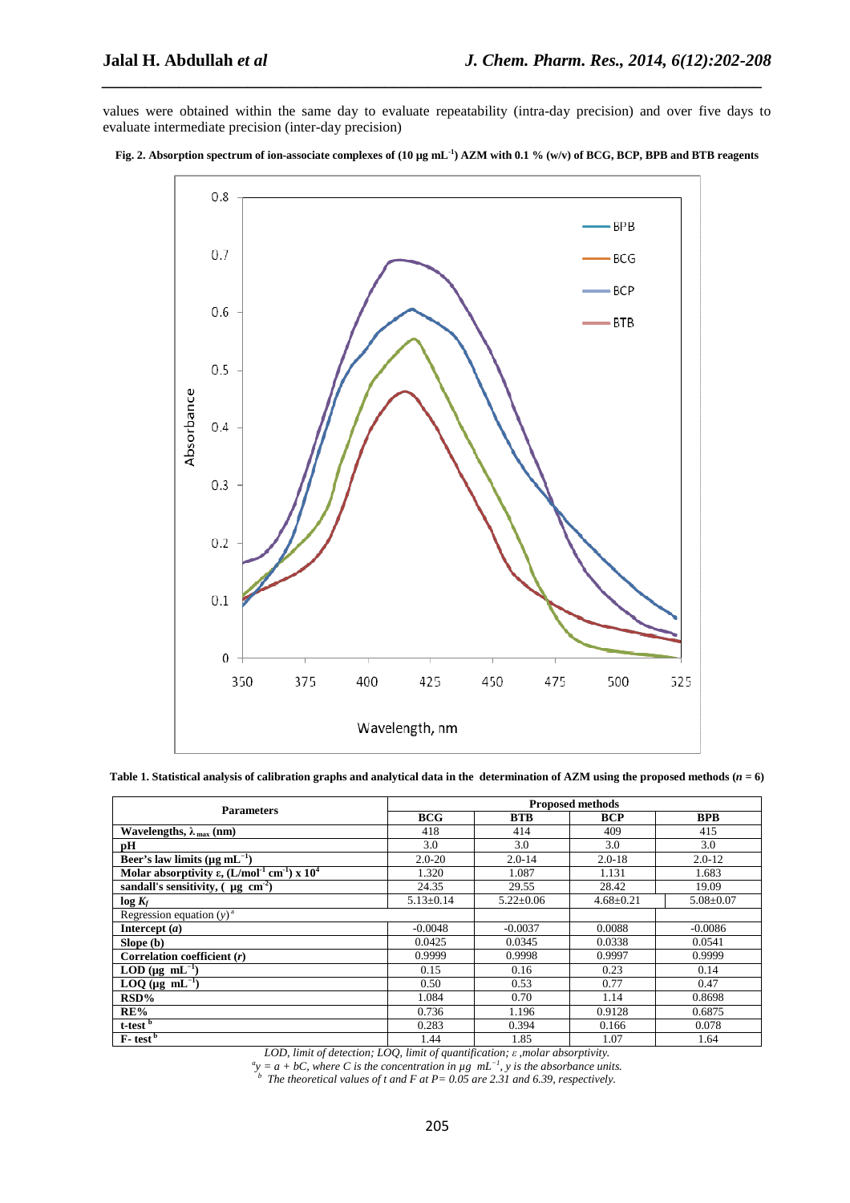values were obtained within the same day to evaluate repeatability (intra-day precision) and over five days to evaluate intermediate precision (inter-day precision)

**Fig. 2. Absorption spectrum of ion-associate complexes of (10 µg mL$^{-1}$) AZM with 0.1 % (w/v) of BCG, BCP, BPB and BTB reagents**

**Table 1. Statistical analysis of calibration graphs and analytical data in the determination of AZM using the proposed methods ($n$ = 6)**

| Parameters | Proposed methods | | | |
|---|---|---|---|---|
| | **BCG** | **BTB** | **BCP** | **BPB** |
| **Wavelengths, $\lambda_{max}$ (nm)** | 418 | 414 | 409 | 415 |
| **pH** | 3.0 | 3.0 | 3.0 | 3.0 |
| **Beer's law limits (µg mL$^{-1}$)** | 2.0-20 | 2.0-14 | 2.0-18 | 2.0-12 |
| **Molar absorptivity ε, (L/mol$^{-1}$ cm$^{-1}$) x 10$^{4}$** | 1.320 | 1.087 | 1.131 | 1.683 |
| **sandall's sensitivity, ( µg cm$^{-2}$)** | 24.35 | 29.55 | 28.42 | 19.09 |
| **log $K_f$** | 5.13±0.14 | 5.22±0.06 | 4.68±0.21 | 5.08±0.07 |
| Regression equation ($y$)[a] | | | | |
| **Intercept ($a$)** | -0.0048 | -0.0037 | 0.0088 | -0.0086 |
| **Slope (b)** | 0.0425 | 0.0345 | 0.0338 | 0.0541 |
| **Correlation coefficient ($r$)** | 0.9999 | 0.9998 | 0.9997 | 0.9999 |
| **LOD (µg mL$^{-1}$)** | 0.15 | 0.16 | 0.23 | 0.14 |
| **LOQ (µg mL$^{-1}$)** | 0.50 | 0.53 | 0.77 | 0.47 |
| **RSD%** | 1.084 | 0.70 | 1.14 | 0.8698 |
| **RE%** | 0.736 | 1.196 | 0.9128 | 0.6875 |
| **t-test [b]** | 0.283 | 0.394 | 0.166 | 0.078 |
| **F- test [b]** | 1.44 | 1.85 | 1.07 | 1.64 |

*LOD, limit of detection; LOQ, limit of quantification; ε ,molar absorptivity.*

*[a] $y = a + bC$, where C is the concentration in µg mL$^{-1}$, y is the absorbance units.*

*[b] The theoretical values of t and F at P= 0.05 are 2.31 and 6.39, respectively.*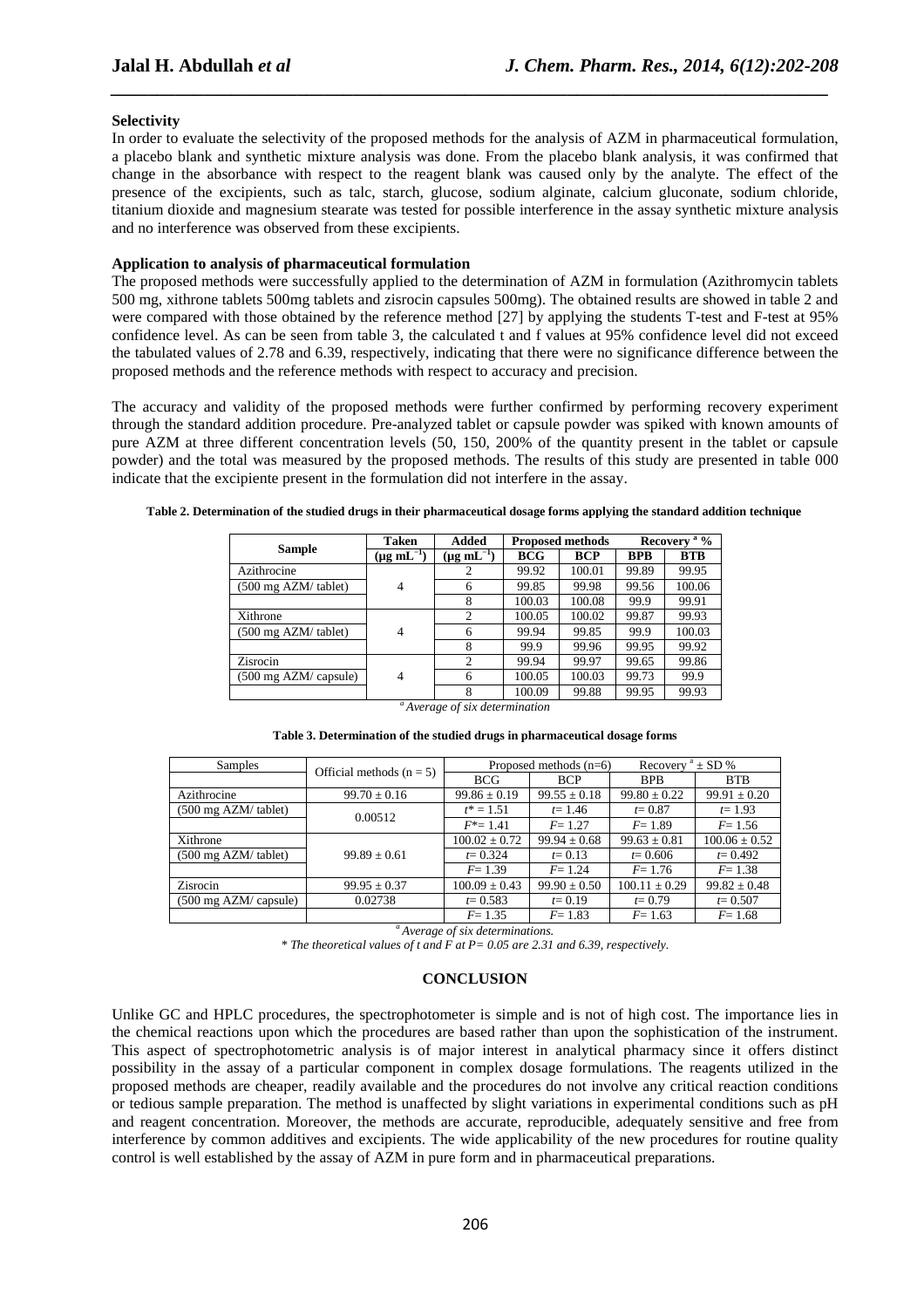### Selectivity

In order to evaluate the selectivity of the proposed methods for the analysis of AZM in pharmaceutical formulation, a placebo blank and synthetic mixture analysis was done. From the placebo blank analysis, it was confirmed that change in the absorbance with respect to the reagent blank was caused only by the analyte. The effect of the presence of the excipients, such as talc, starch, glucose, sodium alginate, calcium gluconate, sodium chloride, titanium dioxide and magnesium stearate was tested for possible interference in the assay synthetic mixture analysis and no interference was observed from these excipients.

### Application to analysis of pharmaceutical formulation

The proposed methods were successfully applied to the determination of AZM in formulation (Azithromycin tablets 500 mg, xithrone tablets 500mg tablets and zisrocin capsules 500mg). The obtained results are showed in table 2 and were compared with those obtained by the reference method [27] by applying the students T-test and F-test at 95% confidence level. As can be seen from table 3, the calculated t and f values at 95% confidence level did not exceed the tabulated values of 2.78 and 6.39, respectively, indicating that there were no significance difference between the proposed methods and the reference methods with respect to accuracy and precision.

The accuracy and validity of the proposed methods were further confirmed by performing recovery experiment through the standard addition procedure. Pre-analyzed tablet or capsule powder was spiked with known amounts of pure AZM at three different concentration levels (50, 150, 200% of the quantity present in the tablet or capsule powder) and the total was measured by the proposed methods. The results of this study are presented in table 000 indicate that the excipiente present in the formulation did not interfere in the assay.

**Table 2. Determination of the studied drugs in their pharmaceutical dosage forms applying the standard addition technique**

| Sample | Taken ($\mu g\ mL^{-1}$) | Added ($\mu g\ mL^{-1}$) | Proposed methods | | Recovery [a] % | |
|---|---|---|---|---|---|---|
| | | | BCG | BCP | BPB | BTB |
| Azithrocine | | 2 | 99.92 | 100.01 | 99.89 | 99.95 |
| (500 mg AZM/ tablet) | 4 | 6 | 99.85 | 99.98 | 99.56 | 100.06 |
| | | 8 | 100.03 | 100.08 | 99.9 | 99.91 |
| Xithrone | | 2 | 100.05 | 100.02 | 99.87 | 99.93 |
| (500 mg AZM/ tablet) | 4 | 6 | 99.94 | 99.85 | 99.9 | 100.03 |
| | | 8 | 99.9 | 99.96 | 99.95 | 99.92 |
| Zisrocin | | 2 | 99.94 | 99.97 | 99.65 | 99.86 |
| (500 mg AZM/ capsule) | 4 | 6 | 100.05 | 100.03 | 99.73 | 99.9 |
| | | 8 | 100.09 | 99.88 | 99.95 | 99.93 |

*[a] Average of six determination*

**Table 3. Determination of the studied drugs in pharmaceutical dosage forms**

| Samples | Official methods (n = 5) | Proposed methods (n=6) | | Recovery [a] ± SD % | |
|---|---|---|---|---|---|
| | | BCG | BCP | BPB | BTB |
| Azithrocine | 99.70 ± 0.16 | 99.86 ± 0.19 | 99.55 ± 0.18 | 99.80 ± 0.22 | 99.91 ± 0.20 |
| (500 mg AZM/ tablet) | 0.00512 | $t^*$ = 1.51 | $t$= 1.46 | $t$= 0.87 | $t$= 1.93 |
| | | $F^*$= 1.41 | $F$= 1.27 | $F$= 1.89 | $F$= 1.56 |
| Xithrone | | 100.02 ± 0.72 | 99.94 ± 0.68 | 99.63 ± 0.81 | 100.06 ± 0.52 |
| (500 mg AZM/ tablet) | 99.89 ± 0.61 | $t$= 0.324 | $t$= 0.13 | $t$= 0.606 | $t$= 0.492 |
| | | $F$= 1.39 | $F$= 1.24 | $F$= 1.76 | $F$= 1.38 |
| Zisrocin | 99.95 ± 0.37 | 100.09 ± 0.43 | 99.90 ± 0.50 | 100.11 ± 0.29 | 99.82 ± 0.48 |
| (500 mg AZM/ capsule) | 0.02738 | $t$= 0.583 | $t$= 0.19 | $t$= 0.79 | $t$= 0.507 |
| | | $F$= 1.35 | $F$= 1.83 | $F$= 1.63 | $F$= 1.68 |

*[a] Average of six determinations.*

*\* The theoretical values of t and F at P= 0.05 are 2.31 and 6.39, respectively.*

## CONCLUSION

Unlike GC and HPLC procedures, the spectrophotometer is simple and is not of high cost. The importance lies in the chemical reactions upon which the procedures are based rather than upon the sophistication of the instrument. This aspect of spectrophotometric analysis is of major interest in analytical pharmacy since it offers distinct possibility in the assay of a particular component in complex dosage formulations. The reagents utilized in the proposed methods are cheaper, readily available and the procedures do not involve any critical reaction conditions or tedious sample preparation. The method is unaffected by slight variations in experimental conditions such as pH and reagent concentration. Moreover, the methods are accurate, reproducible, adequately sensitive and free from interference by common additives and excipients. The wide applicability of the new procedures for routine quality control is well established by the assay of AZM in pure form and in pharmaceutical preparations.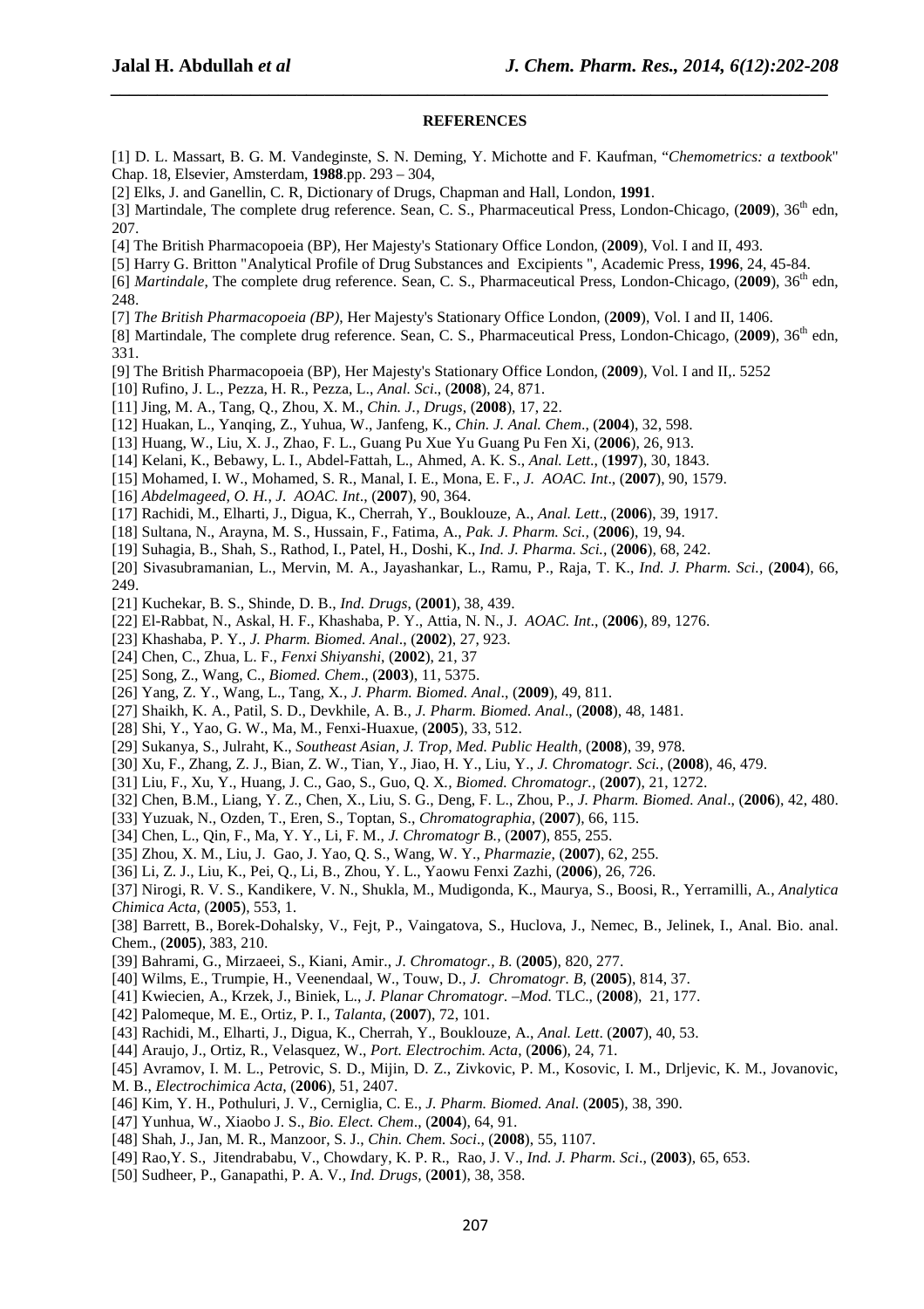## REFERENCES

[1] D. L. Massart, B. G. M. Vandeginste, S. N. Deming, Y. Michotte and F. Kaufman, "*Chemometrics: a textbook*" Chap. 18, Elsevier, Amsterdam, **1988**.pp. 293 – 304,

[2] Elks, J. and Ganellin, C. R, Dictionary of Drugs, Chapman and Hall, London, **1991**.

[3] Martindale, The complete drug reference. Sean, C. S., Pharmaceutical Press, London-Chicago, (**2009**), 36th edn, 207.

[4] The British Pharmacopoeia (BP), Her Majesty's Stationary Office London, (**2009**), Vol. I and II, 493.

[5] Harry G. Britton "Analytical Profile of Drug Substances and Excipients ", Academic Press, **1996**, 24, 45-84.

[6] *Martindale*, The complete drug reference. Sean, C. S., Pharmaceutical Press, London-Chicago, (**2009**), 36th edn, 248.

[7] *The British Pharmacopoeia (BP)*, Her Majesty's Stationary Office London, (**2009**), Vol. I and II, 1406.

[8] Martindale, The complete drug reference. Sean, C. S., Pharmaceutical Press, London-Chicago, (**2009**), 36th edn, 331.

[9] The British Pharmacopoeia (BP), Her Majesty's Stationary Office London, (**2009**), Vol. I and II,. 5252

[10] Rufino, J. L., Pezza, H. R., Pezza, L., *Anal. Sci*., (**2008**), 24, 871.

[11] Jing, M. A., Tang, Q., Zhou, X. M., *Chin. J., Drugs*, (**2008**), 17, 22.

[12] Huakan, L., Yanqing, Z., Yuhua, W., Janfeng, K., *Chin. J. Anal. Chem*., (**2004**), 32, 598.

[13] Huang, W., Liu, X. J., Zhao, F. L., Guang Pu Xue Yu Guang Pu Fen Xi, (**2006**), 26, 913.

[14] Kelani, K., Bebawy, L. I., Abdel-Fattah, L., Ahmed, A. K. S., *Anal. Lett*., (**1997**), 30, 1843.

[15] Mohamed, I. W., Mohamed, S. R., Manal, I. E., Mona, E. F., *J. AOAC. Int*., (**2007**), 90, 1579.

[16] *Abdelmageed, O. H., J. AOAC. Int*., (**2007**), 90, 364.

[17] Rachidi, M., Elharti, J., Digua, K., Cherrah, Y., Bouklouze, A., *Anal. Lett*., (**2006**), 39, 1917.

[18] Sultana, N., Arayna, M. S., Hussain, F., Fatima, A., *Pak. J. Pharm. Sci.,* (**2006**), 19, 94.

[19] Suhagia, B., Shah, S., Rathod, I., Patel, H., Doshi, K., *Ind. J. Pharma. Sci.,* (**2006**), 68, 242.

[20] Sivasubramanian, L., Mervin, M. A., Jayashankar, L., Ramu, P., Raja, T. K., *Ind. J. Pharm. Sci.,* (**2004**), 66, 249.

[21] Kuchekar, B. S., Shinde, D. B., *Ind. Drugs*, (**2001**), 38, 439.

[22] El-Rabbat, N., Askal, H. F., Khashaba, P. Y., Attia, N. N., J. *AOAC. Int*., (**2006**), 89, 1276.

[23] Khashaba, P. Y., *J. Pharm. Biomed. Anal*., (**2002**), 27, 923.

[24] Chen, C., Zhua, L. F., *Fenxi Shiyanshi*, (**2002**), 21, 37

[25] Song, Z., Wang, C., *Biomed. Chem*., (**2003**), 11, 5375.

[26] Yang, Z. Y., Wang, L., Tang, X., *J. Pharm. Biomed. Anal*., (**2009**), 49, 811.

[27] Shaikh, K. A., Patil, S. D., Devkhile, A. B., *J. Pharm. Biomed. Anal*., (**2008**), 48, 1481.

[28] Shi, Y., Yao, G. W., Ma, M., Fenxi-Huaxue, (**2005**), 33, 512.

[29] Sukanya, S., Julraht, K., *Southeast Asian, J. Trop, Med. Public Health*, (**2008**), 39, 978.

[30] Xu, F., Zhang, Z. J., Bian, Z. W., Tian, Y., Jiao, H. Y., Liu, Y., *J. Chromatogr. Sci.,* (**2008**), 46, 479.

[31] Liu, F., Xu, Y., Huang, J. C., Gao, S., Guo, Q. X., *Biomed. Chromatogr.,* (**2007**), 21, 1272.

[32] Chen, B.M., Liang, Y. Z., Chen, X., Liu, S. G., Deng, F. L., Zhou, P., *J. Pharm. Biomed. Anal*., (**2006**), 42, 480.

[33] Yuzuak, N., Ozden, T., Eren, S., Toptan, S., *Chromatographia*, (**2007**), 66, 115.

[34] Chen, L., Qin, F., Ma, Y. Y., Li, F. M., *J. Chromatogr B.,* (**2007**), 855, 255.

[35] Zhou, X. M., Liu, J. Gao, J. Yao, Q. S., Wang, W. Y., *Pharmazie,* (**2007**), 62, 255.

[36] Li, Z. J., Liu, K., Pei, Q., Li, B., Zhou, Y. L., Yaowu Fenxi Zazhi, (**2006**), 26, 726.

[37] Nirogi, R. V. S., Kandikere, V. N., Shukla, M., Mudigonda, K., Maurya, S., Boosi, R., Yerramilli, A., *Analytica Chimica Acta,* (**2005**), 553, 1.

[38] Barrett, B., Borek-Dohalsky, V., Fejt, P., Vaingatova, S., Huclova, J., Nemec, B., Jelinek, I., Anal. Bio. anal. Chem., (**2005**), 383, 210.

[39] Bahrami, G., Mirzaeei, S., Kiani, Amir., *J. Chromatogr., B.* (**2005**), 820, 277.

[40] Wilms, E., Trumpie, H., Veenendaal, W., Touw, D., *J. Chromatogr. B,* (**2005**), 814, 37.

[41] Kwiecien, A., Krzek, J., Biniek, L., *J. Planar Chromatogr. –Mod.* TLC., (**2008**), 21, 177.

[42] Palomeque, M. E., Ortiz, P. I., *Talanta*, (**2007**), 72, 101.

[43] Rachidi, M., Elharti, J., Digua, K., Cherrah, Y., Bouklouze, A., *Anal. Lett*. (**2007**), 40, 53.

[44] Araujo, J., Ortiz, R., Velasquez, W., *Port. Electrochim. Acta*, (**2006**), 24, 71.

[45] Avramov, I. M. L., Petrovic, S. D., Mijin, D. Z., Zivkovic, P. M., Kosovic, I. M., Drljevic, K. M., Jovanovic, M. B., *Electrochimica Acta*, (**2006**), 51, 2407.

[46] Kim, Y. H., Pothuluri, J. V., Cerniglia, C. E., *J. Pharm. Biomed. Anal*. (**2005**), 38, 390.

[47] Yunhua, W., Xiaobo J. S., *Bio. Elect. Chem*., (**2004**), 64, 91.

[48] Shah, J., Jan, M. R., Manzoor, S. J., *Chin. Chem. Soci*., (**2008**), 55, 1107.

[49] Rao,Y. S., Jitendrababu, V., Chowdary, K. P. R., Rao, J. V., *Ind. J. Pharm. Sci*., (**2003**), 65, 653.

[50] Sudheer, P., Ganapathi, P. A. V., *Ind. Drugs*, (**2001**), 38, 358.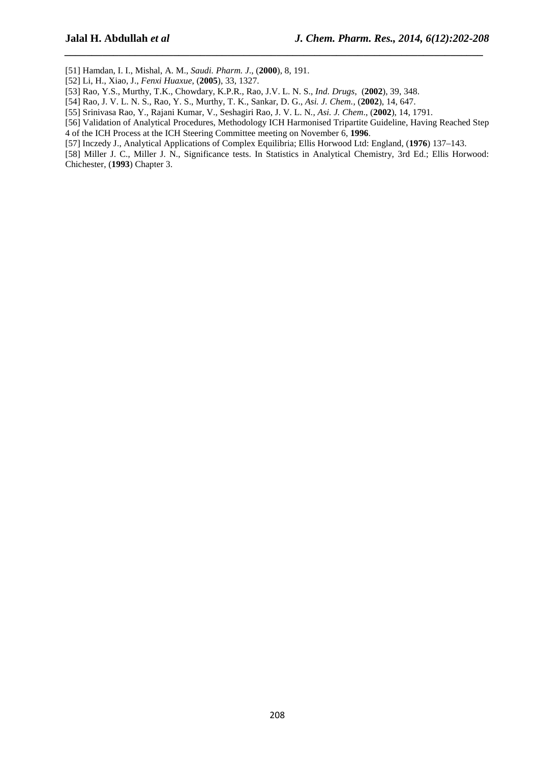[51] Hamdan, I. I., Mishal, A. M., *Saudi. Pharm. J*., (**2000**), 8, 191.

[52] Li, H., Xiao, J., *Fenxi Huaxue*, (**2005**), 33, 1327.

[53] Rao, Y.S., Murthy, T.K., Chowdary, K.P.R., Rao, J.V. L. N. S., *Ind. Drugs*, (**2002**), 39, 348.

[54] Rao, J. V. L. N. S., Rao, Y. S., Murthy, T. K., Sankar, D. G., *Asi. J. Chem.*, (**2002**), 14, 647.

[55] Srinivasa Rao, Y., Rajani Kumar, V., Seshagiri Rao, J. V. L. N., *Asi. J. Chem*., (**2002**), 14, 1791.

[56] Validation of Analytical Procedures, Methodology ICH Harmonised Tripartite Guideline, Having Reached Step 4 of the ICH Process at the ICH Steering Committee meeting on November 6, **1996**.

[57] Inczedy J., Analytical Applications of Complex Equilibria; Ellis Horwood Ltd: England, (**1976**) 137–143.

[58] Miller J. C., Miller J. N., Significance tests. In Statistics in Analytical Chemistry, 3rd Ed.; Ellis Horwood: Chichester, (**1993**) Chapter 3.